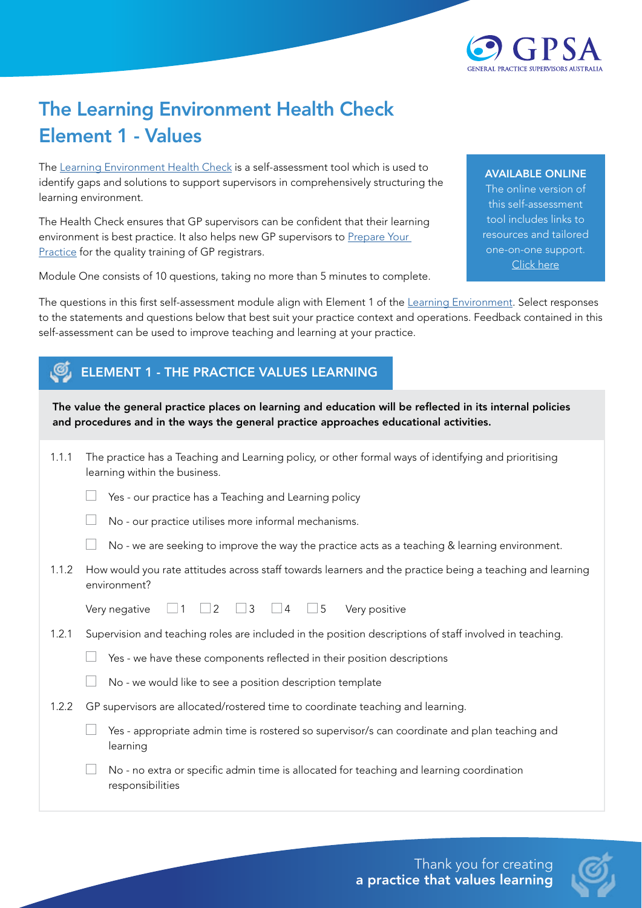# The Learning Environment Health Check
# Element 1 - Values

The Learning Environment Health Check is a self-assessment tool which is used to identify gaps and solutions to support supervisors in comprehensively structuring the learning environment.

The Health Check ensures that GP supervisors can be confident that their learning environment is best practice. It also helps new GP supervisors to Prepare Your Practice for the quality training of GP registrars.

Module One consists of 10 questions, taking no more than 5 minutes to complete.

**AVAILABLE ONLINE**
The online version of this self-assessment tool includes links to resources and tailored one-on-one support. Click here

The questions in this first self-assessment module align with Element 1 of the Learning Environment. Select responses to the statements and questions below that best suit your practice context and operations. Feedback contained in this self-assessment can be used to improve teaching and learning at your practice.

## ELEMENT 1 - THE PRACTICE VALUES LEARNING

**The value the general practice places on learning and education will be reflected in its internal policies and procedures and in the ways the general practice approaches educational activities.**

1.1.1 The practice has a Teaching and Learning policy, or other formal ways of identifying and prioritising learning within the business.

- ☐ Yes - our practice has a Teaching and Learning policy
- ☐ No - our practice utilises more informal mechanisms.
- ☐ No - we are seeking to improve the way the practice acts as a teaching & learning environment.

1.1.2 How would you rate attitudes across staff towards learners and the practice being a teaching and learning environment?

Very negative ☐ 1 ☐ 2 ☐ 3 ☐ 4 ☐ 5 Very positive

1.2.1 Supervision and teaching roles are included in the position descriptions of staff involved in teaching.

- ☐ Yes - we have these components reflected in their position descriptions
- ☐ No - we would like to see a position description template

1.2.2 GP supervisors are allocated/rostered time to coordinate teaching and learning.

- ☐ Yes - appropriate admin time is rostered so supervisor/s can coordinate and plan teaching and learning
- ☐ No - no extra or specific admin time is allocated for teaching and learning coordination responsibilities

Thank you for creating **a practice that values learning**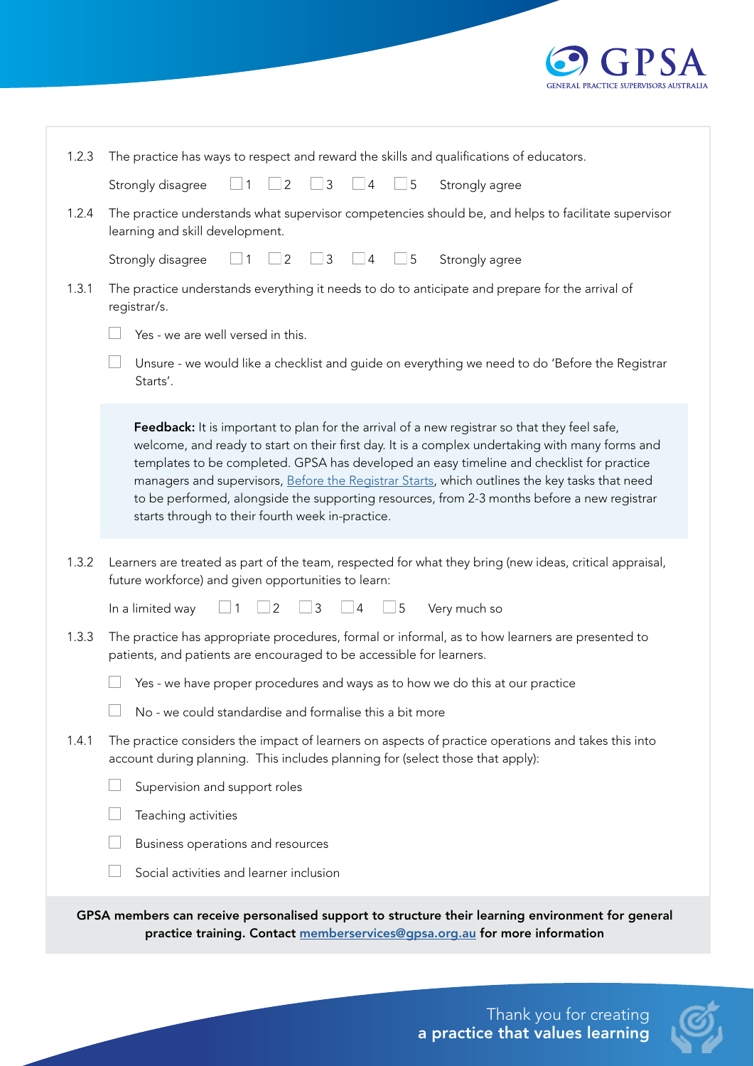1.2.3 The practice has ways to respect and reward the skills and qualifications of educators.

Strongly disagree ☐ 1 ☐ 2 ☐ 3 ☐ 4 ☐ 5 Strongly agree

1.2.4 The practice understands what supervisor competencies should be, and helps to facilitate supervisor learning and skill development.

Strongly disagree ☐ 1 ☐ 2 ☐ 3 ☐ 4 ☐ 5 Strongly agree

1.3.1 The practice understands everything it needs to do to anticipate and prepare for the arrival of registrar/s.

- ☐ Yes - we are well versed in this.
- ☐ Unsure - we would like a checklist and guide on everything we need to do 'Before the Registrar Starts'.

> **Feedback:** It is important to plan for the arrival of a new registrar so that they feel safe, welcome, and ready to start on their first day. It is a complex undertaking with many forms and templates to be completed. GPSA has developed an easy timeline and checklist for practice managers and supervisors, [Before the Registrar Starts](), which outlines the key tasks that need to be performed, alongside the supporting resources, from 2-3 months before a new registrar starts through to their fourth week in-practice.

1.3.2 Learners are treated as part of the team, respected for what they bring (new ideas, critical appraisal, future workforce) and given opportunities to learn:

In a limited way ☐ 1 ☐ 2 ☐ 3 ☐ 4 ☐ 5 Very much so

1.3.3 The practice has appropriate procedures, formal or informal, as to how learners are presented to patients, and patients are encouraged to be accessible for learners.

- ☐ Yes - we have proper procedures and ways as to how we do this at our practice
- ☐ No - we could standardise and formalise this a bit more

1.4.1 The practice considers the impact of learners on aspects of practice operations and takes this into account during planning. This includes planning for (select those that apply):

- ☐ Supervision and support roles
- ☐ Teaching activities
- ☐ Business operations and resources
- ☐ Social activities and learner inclusion

**GPSA members can receive personalised support to structure their learning environment for general practice training. Contact [memberservices@gpsa.org.au](mailto:memberservices@gpsa.org.au) for more information**

Thank you for creating **a practice that values learning**